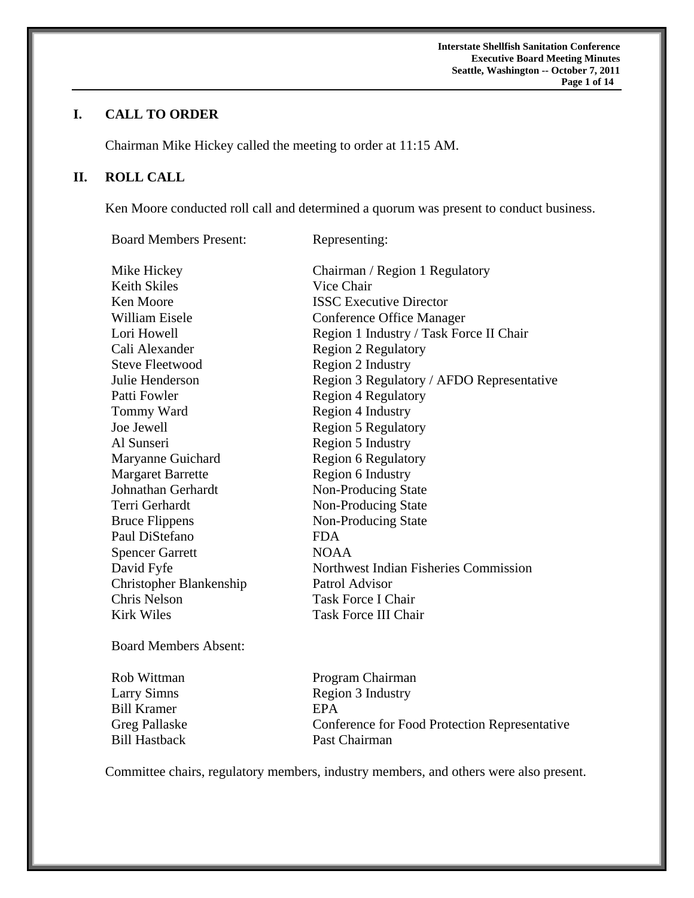## I. CALL TO ORDER

Chairman Mike Hickey called the meeting to order at 11:15 AM.

## II. ROLL CALL

Ken Moore conducted roll call and determined a quorum was present to conduct business.

| Board Members Present: | Representing: |
|---|---|
| Mike Hickey | Chairman / Region 1 Regulatory |
| Keith Skiles | Vice Chair |
| Ken Moore | ISSC Executive Director |
| William Eisele | Conference Office Manager |
| Lori Howell | Region 1 Industry / Task Force II Chair |
| Cali Alexander | Region 2 Regulatory |
| Steve Fleetwood | Region 2 Industry |
| Julie Henderson | Region 3 Regulatory / AFDO Representative |
| Patti Fowler | Region 4 Regulatory |
| Tommy Ward | Region 4 Industry |
| Joe Jewell | Region 5 Regulatory |
| Al Sunseri | Region 5 Industry |
| Maryanne Guichard | Region 6 Regulatory |
| Margaret Barrette | Region 6 Industry |
| Johnathan Gerhardt | Non-Producing State |
| Terri Gerhardt | Non-Producing State |
| Bruce Flippens | Non-Producing State |
| Paul DiStefano | FDA |
| Spencer Garrett | NOAA |
| David Fyfe | Northwest Indian Fisheries Commission |
| Christopher Blankenship | Patrol Advisor |
| Chris Nelson | Task Force I Chair |
| Kirk Wiles | Task Force III Chair |

Board Members Absent:

| | |
|---|---|
| Rob Wittman | Program Chairman |
| Larry Simns | Region 3 Industry |
| Bill Kramer | EPA |
| Greg Pallaske | Conference for Food Protection Representative |
| Bill Hastback | Past Chairman |

Committee chairs, regulatory members, industry members, and others were also present.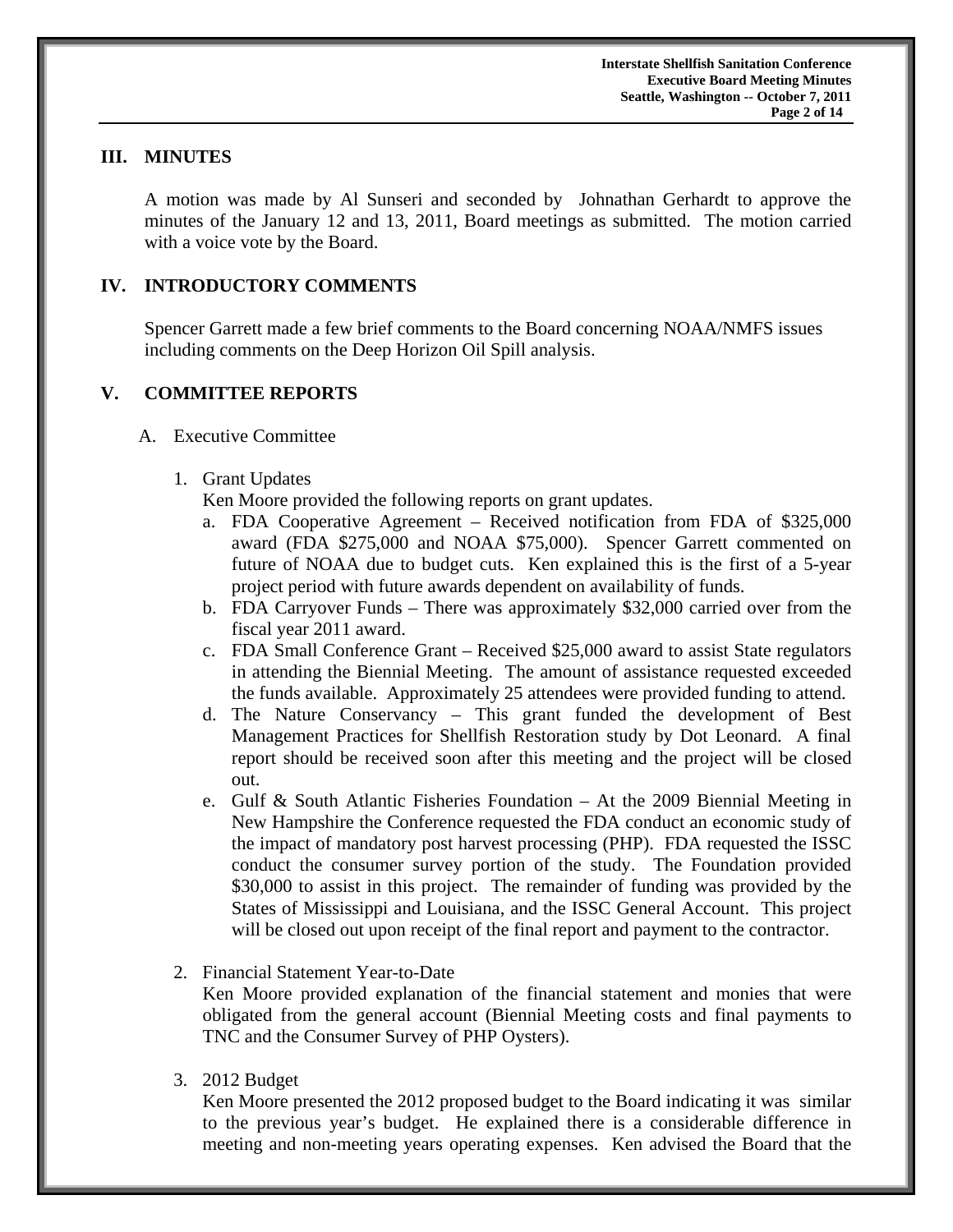## III. MINUTES

A motion was made by Al Sunseri and seconded by Johnathan Gerhardt to approve the minutes of the January 12 and 13, 2011, Board meetings as submitted. The motion carried with a voice vote by the Board.

## IV. INTRODUCTORY COMMENTS

Spencer Garrett made a few brief comments to the Board concerning NOAA/NMFS issues including comments on the Deep Horizon Oil Spill analysis.

## V. COMMITTEE REPORTS

A. Executive Committee

1. Grant Updates
   Ken Moore provided the following reports on grant updates.
   a. FDA Cooperative Agreement – Received notification from FDA of $325,000 award (FDA $275,000 and NOAA $75,000). Spencer Garrett commented on future of NOAA due to budget cuts. Ken explained this is the first of a 5-year project period with future awards dependent on availability of funds.
   b. FDA Carryover Funds – There was approximately $32,000 carried over from the fiscal year 2011 award.
   c. FDA Small Conference Grant – Received $25,000 award to assist State regulators in attending the Biennial Meeting. The amount of assistance requested exceeded the funds available. Approximately 25 attendees were provided funding to attend.
   d. The Nature Conservancy – This grant funded the development of Best Management Practices for Shellfish Restoration study by Dot Leonard. A final report should be received soon after this meeting and the project will be closed out.
   e. Gulf & South Atlantic Fisheries Foundation – At the 2009 Biennial Meeting in New Hampshire the Conference requested the FDA conduct an economic study of the impact of mandatory post harvest processing (PHP). FDA requested the ISSC conduct the consumer survey portion of the study. The Foundation provided $30,000 to assist in this project. The remainder of funding was provided by the States of Mississippi and Louisiana, and the ISSC General Account. This project will be closed out upon receipt of the final report and payment to the contractor.

2. Financial Statement Year-to-Date
   Ken Moore provided explanation of the financial statement and monies that were obligated from the general account (Biennial Meeting costs and final payments to TNC and the Consumer Survey of PHP Oysters).

3. 2012 Budget
   Ken Moore presented the 2012 proposed budget to the Board indicating it was similar to the previous year's budget. He explained there is a considerable difference in meeting and non-meeting years operating expenses. Ken advised the Board that the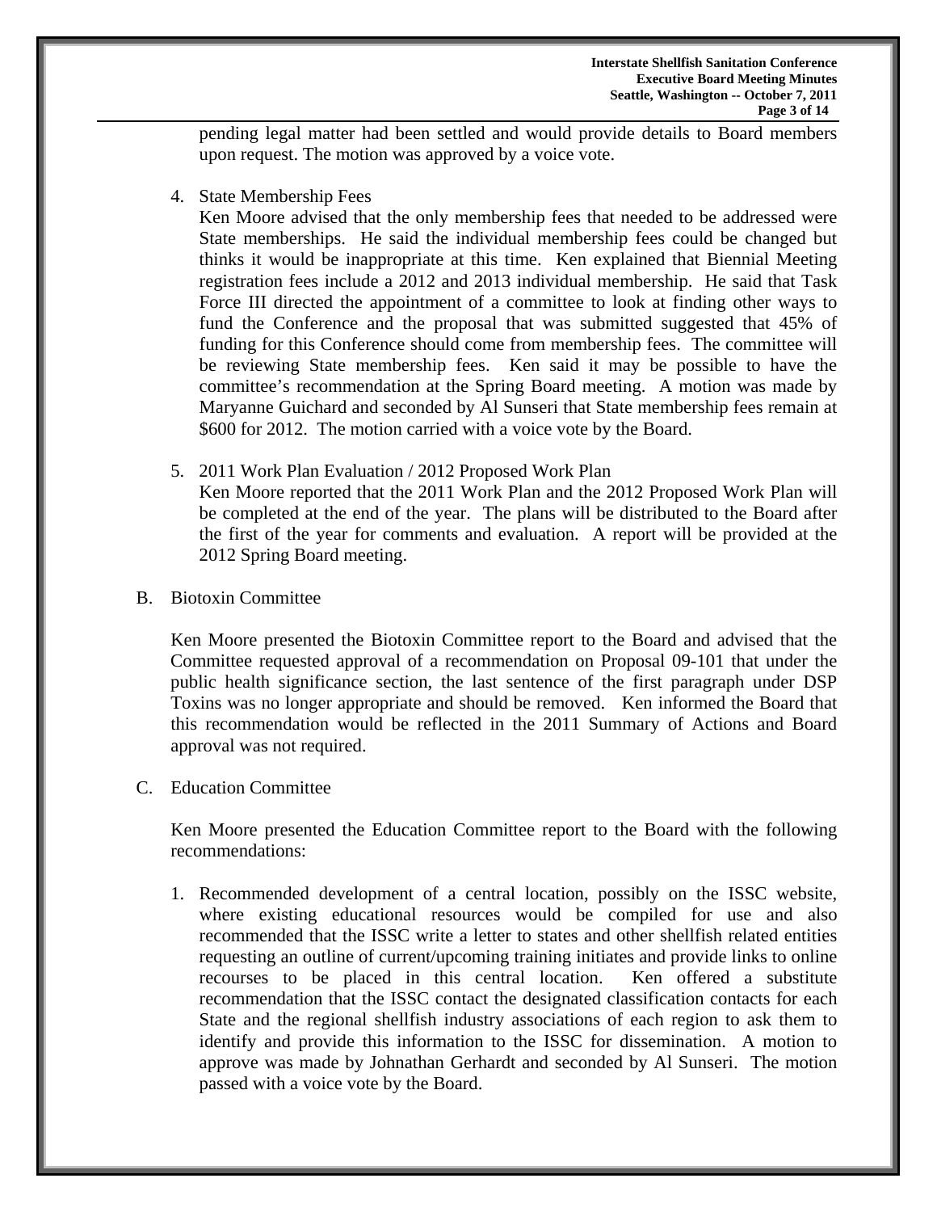pending legal matter had been settled and would provide details to Board members upon request. The motion was approved by a voice vote.

4. State Membership Fees
   Ken Moore advised that the only membership fees that needed to be addressed were State memberships. He said the individual membership fees could be changed but thinks it would be inappropriate at this time. Ken explained that Biennial Meeting registration fees include a 2012 and 2013 individual membership. He said that Task Force III directed the appointment of a committee to look at finding other ways to fund the Conference and the proposal that was submitted suggested that 45% of funding for this Conference should come from membership fees. The committee will be reviewing State membership fees. Ken said it may be possible to have the committee's recommendation at the Spring Board meeting. A motion was made by Maryanne Guichard and seconded by Al Sunseri that State membership fees remain at $600 for 2012. The motion carried with a voice vote by the Board.

5. 2011 Work Plan Evaluation / 2012 Proposed Work Plan
   Ken Moore reported that the 2011 Work Plan and the 2012 Proposed Work Plan will be completed at the end of the year. The plans will be distributed to the Board after the first of the year for comments and evaluation. A report will be provided at the 2012 Spring Board meeting.

B. Biotoxin Committee

Ken Moore presented the Biotoxin Committee report to the Board and advised that the Committee requested approval of a recommendation on Proposal 09-101 that under the public health significance section, the last sentence of the first paragraph under DSP Toxins was no longer appropriate and should be removed. Ken informed the Board that this recommendation would be reflected in the 2011 Summary of Actions and Board approval was not required.

C. Education Committee

Ken Moore presented the Education Committee report to the Board with the following recommendations:

1. Recommended development of a central location, possibly on the ISSC website, where existing educational resources would be compiled for use and also recommended that the ISSC write a letter to states and other shellfish related entities requesting an outline of current/upcoming training initiates and provide links to online recourses to be placed in this central location. Ken offered a substitute recommendation that the ISSC contact the designated classification contacts for each State and the regional shellfish industry associations of each region to ask them to identify and provide this information to the ISSC for dissemination. A motion to approve was made by Johnathan Gerhardt and seconded by Al Sunseri. The motion passed with a voice vote by the Board.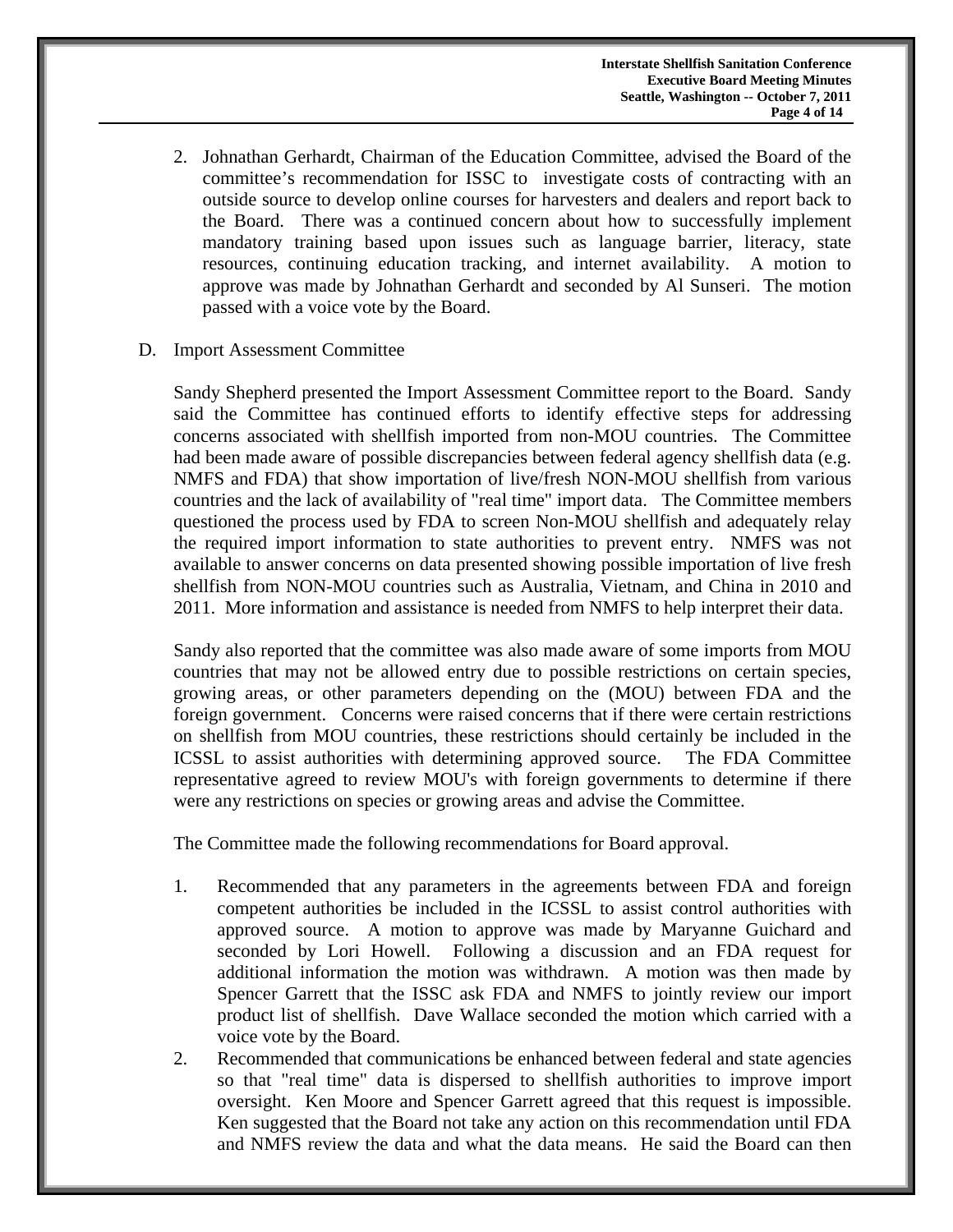2. Johnathan Gerhardt, Chairman of the Education Committee, advised the Board of the committee's recommendation for ISSC to investigate costs of contracting with an outside source to develop online courses for harvesters and dealers and report back to the Board. There was a continued concern about how to successfully implement mandatory training based upon issues such as language barrier, literacy, state resources, continuing education tracking, and internet availability. A motion to approve was made by Johnathan Gerhardt and seconded by Al Sunseri. The motion passed with a voice vote by the Board.

D. Import Assessment Committee

Sandy Shepherd presented the Import Assessment Committee report to the Board. Sandy said the Committee has continued efforts to identify effective steps for addressing concerns associated with shellfish imported from non-MOU countries. The Committee had been made aware of possible discrepancies between federal agency shellfish data (e.g. NMFS and FDA) that show importation of live/fresh NON-MOU shellfish from various countries and the lack of availability of "real time" import data. The Committee members questioned the process used by FDA to screen Non-MOU shellfish and adequately relay the required import information to state authorities to prevent entry. NMFS was not available to answer concerns on data presented showing possible importation of live fresh shellfish from NON-MOU countries such as Australia, Vietnam, and China in 2010 and 2011. More information and assistance is needed from NMFS to help interpret their data.

Sandy also reported that the committee was also made aware of some imports from MOU countries that may not be allowed entry due to possible restrictions on certain species, growing areas, or other parameters depending on the (MOU) between FDA and the foreign government. Concerns were raised concerns that if there were certain restrictions on shellfish from MOU countries, these restrictions should certainly be included in the ICSSL to assist authorities with determining approved source. The FDA Committee representative agreed to review MOU's with foreign governments to determine if there were any restrictions on species or growing areas and advise the Committee.

The Committee made the following recommendations for Board approval.

1. Recommended that any parameters in the agreements between FDA and foreign competent authorities be included in the ICSSL to assist control authorities with approved source. A motion to approve was made by Maryanne Guichard and seconded by Lori Howell. Following a discussion and an FDA request for additional information the motion was withdrawn. A motion was then made by Spencer Garrett that the ISSC ask FDA and NMFS to jointly review our import product list of shellfish. Dave Wallace seconded the motion which carried with a voice vote by the Board.
2. Recommended that communications be enhanced between federal and state agencies so that "real time" data is dispersed to shellfish authorities to improve import oversight. Ken Moore and Spencer Garrett agreed that this request is impossible. Ken suggested that the Board not take any action on this recommendation until FDA and NMFS review the data and what the data means. He said the Board can then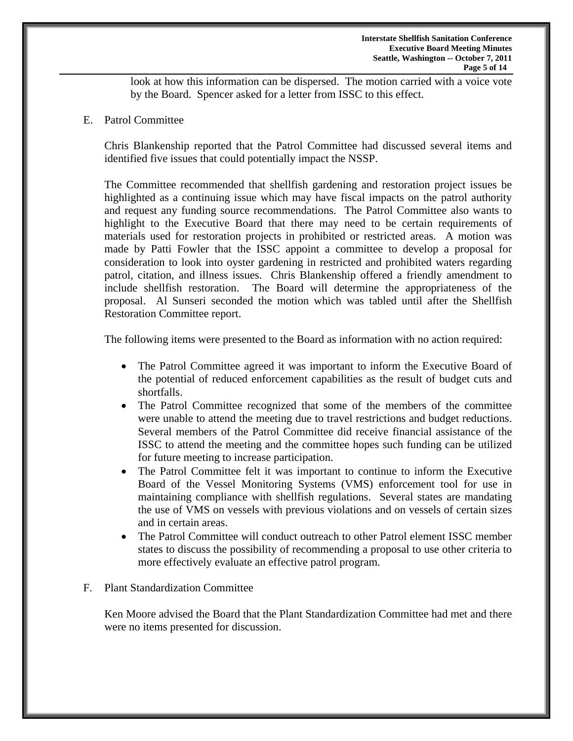look at how this information can be dispersed. The motion carried with a voice vote by the Board. Spencer asked for a letter from ISSC to this effect.

E. Patrol Committee

Chris Blankenship reported that the Patrol Committee had discussed several items and identified five issues that could potentially impact the NSSP.

The Committee recommended that shellfish gardening and restoration project issues be highlighted as a continuing issue which may have fiscal impacts on the patrol authority and request any funding source recommendations. The Patrol Committee also wants to highlight to the Executive Board that there may need to be certain requirements of materials used for restoration projects in prohibited or restricted areas. A motion was made by Patti Fowler that the ISSC appoint a committee to develop a proposal for consideration to look into oyster gardening in restricted and prohibited waters regarding patrol, citation, and illness issues. Chris Blankenship offered a friendly amendment to include shellfish restoration. The Board will determine the appropriateness of the proposal. Al Sunseri seconded the motion which was tabled until after the Shellfish Restoration Committee report.

The following items were presented to the Board as information with no action required:

- The Patrol Committee agreed it was important to inform the Executive Board of the potential of reduced enforcement capabilities as the result of budget cuts and shortfalls.
- The Patrol Committee recognized that some of the members of the committee were unable to attend the meeting due to travel restrictions and budget reductions. Several members of the Patrol Committee did receive financial assistance of the ISSC to attend the meeting and the committee hopes such funding can be utilized for future meeting to increase participation.
- The Patrol Committee felt it was important to continue to inform the Executive Board of the Vessel Monitoring Systems (VMS) enforcement tool for use in maintaining compliance with shellfish regulations. Several states are mandating the use of VMS on vessels with previous violations and on vessels of certain sizes and in certain areas.
- The Patrol Committee will conduct outreach to other Patrol element ISSC member states to discuss the possibility of recommending a proposal to use other criteria to more effectively evaluate an effective patrol program.

F. Plant Standardization Committee

Ken Moore advised the Board that the Plant Standardization Committee had met and there were no items presented for discussion.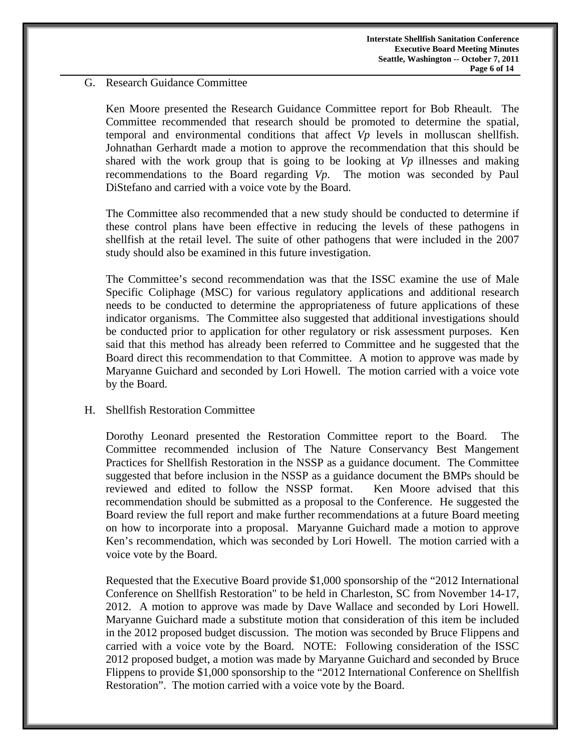G. Research Guidance Committee

Ken Moore presented the Research Guidance Committee report for Bob Rheault. The Committee recommended that research should be promoted to determine the spatial, temporal and environmental conditions that affect *Vp* levels in molluscan shellfish. Johnathan Gerhardt made a motion to approve the recommendation that this should be shared with the work group that is going to be looking at *Vp* illnesses and making recommendations to the Board regarding *Vp*. The motion was seconded by Paul DiStefano and carried with a voice vote by the Board.

The Committee also recommended that a new study should be conducted to determine if these control plans have been effective in reducing the levels of these pathogens in shellfish at the retail level. The suite of other pathogens that were included in the 2007 study should also be examined in this future investigation.

The Committee's second recommendation was that the ISSC examine the use of Male Specific Coliphage (MSC) for various regulatory applications and additional research needs to be conducted to determine the appropriateness of future applications of these indicator organisms. The Committee also suggested that additional investigations should be conducted prior to application for other regulatory or risk assessment purposes. Ken said that this method has already been referred to Committee and he suggested that the Board direct this recommendation to that Committee. A motion to approve was made by Maryanne Guichard and seconded by Lori Howell. The motion carried with a voice vote by the Board.

H. Shellfish Restoration Committee

Dorothy Leonard presented the Restoration Committee report to the Board. The Committee recommended inclusion of The Nature Conservancy Best Mangement Practices for Shellfish Restoration in the NSSP as a guidance document. The Committee suggested that before inclusion in the NSSP as a guidance document the BMPs should be reviewed and edited to follow the NSSP format. Ken Moore advised that this recommendation should be submitted as a proposal to the Conference. He suggested the Board review the full report and make further recommendations at a future Board meeting on how to incorporate into a proposal. Maryanne Guichard made a motion to approve Ken's recommendation, which was seconded by Lori Howell. The motion carried with a voice vote by the Board.

Requested that the Executive Board provide $1,000 sponsorship of the "2012 International Conference on Shellfish Restoration" to be held in Charleston, SC from November 14-17, 2012. A motion to approve was made by Dave Wallace and seconded by Lori Howell. Maryanne Guichard made a substitute motion that consideration of this item be included in the 2012 proposed budget discussion. The motion was seconded by Bruce Flippens and carried with a voice vote by the Board. NOTE: Following consideration of the ISSC 2012 proposed budget, a motion was made by Maryanne Guichard and seconded by Bruce Flippens to provide $1,000 sponsorship to the "2012 International Conference on Shellfish Restoration". The motion carried with a voice vote by the Board.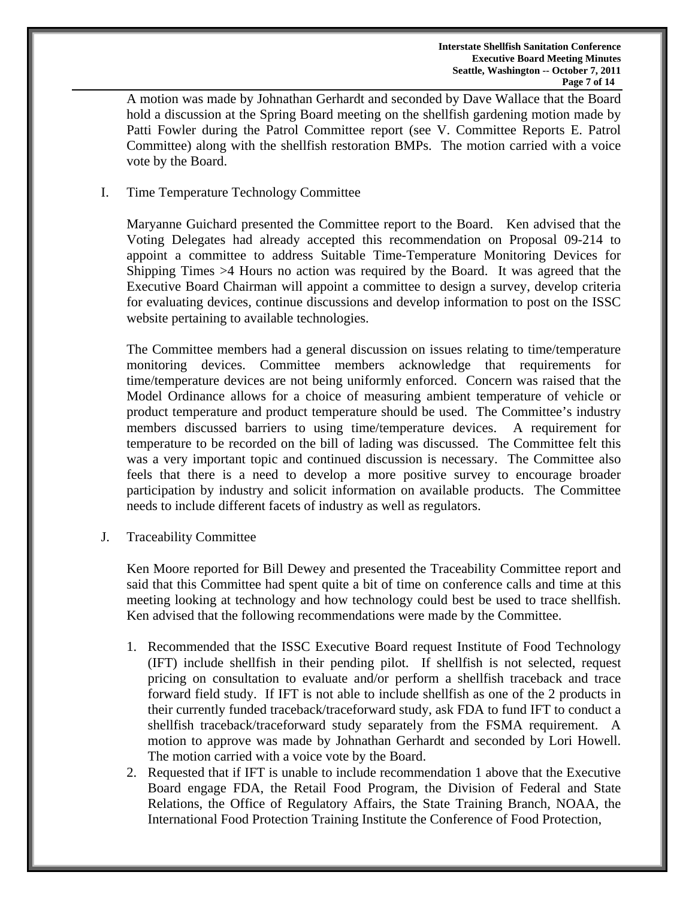A motion was made by Johnathan Gerhardt and seconded by Dave Wallace that the Board hold a discussion at the Spring Board meeting on the shellfish gardening motion made by Patti Fowler during the Patrol Committee report (see V. Committee Reports E. Patrol Committee) along with the shellfish restoration BMPs. The motion carried with a voice vote by the Board.

I. Time Temperature Technology Committee

Maryanne Guichard presented the Committee report to the Board. Ken advised that the Voting Delegates had already accepted this recommendation on Proposal 09-214 to appoint a committee to address Suitable Time-Temperature Monitoring Devices for Shipping Times >4 Hours no action was required by the Board. It was agreed that the Executive Board Chairman will appoint a committee to design a survey, develop criteria for evaluating devices, continue discussions and develop information to post on the ISSC website pertaining to available technologies.

The Committee members had a general discussion on issues relating to time/temperature monitoring devices. Committee members acknowledge that requirements for time/temperature devices are not being uniformly enforced. Concern was raised that the Model Ordinance allows for a choice of measuring ambient temperature of vehicle or product temperature and product temperature should be used. The Committee's industry members discussed barriers to using time/temperature devices. A requirement for temperature to be recorded on the bill of lading was discussed. The Committee felt this was a very important topic and continued discussion is necessary. The Committee also feels that there is a need to develop a more positive survey to encourage broader participation by industry and solicit information on available products. The Committee needs to include different facets of industry as well as regulators.

J. Traceability Committee

Ken Moore reported for Bill Dewey and presented the Traceability Committee report and said that this Committee had spent quite a bit of time on conference calls and time at this meeting looking at technology and how technology could best be used to trace shellfish. Ken advised that the following recommendations were made by the Committee.

1. Recommended that the ISSC Executive Board request Institute of Food Technology (IFT) include shellfish in their pending pilot. If shellfish is not selected, request pricing on consultation to evaluate and/or perform a shellfish traceback and trace forward field study. If IFT is not able to include shellfish as one of the 2 products in their currently funded traceback/traceforward study, ask FDA to fund IFT to conduct a shellfish traceback/traceforward study separately from the FSMA requirement. A motion to approve was made by Johnathan Gerhardt and seconded by Lori Howell. The motion carried with a voice vote by the Board.
2. Requested that if IFT is unable to include recommendation 1 above that the Executive Board engage FDA, the Retail Food Program, the Division of Federal and State Relations, the Office of Regulatory Affairs, the State Training Branch, NOAA, the International Food Protection Training Institute the Conference of Food Protection,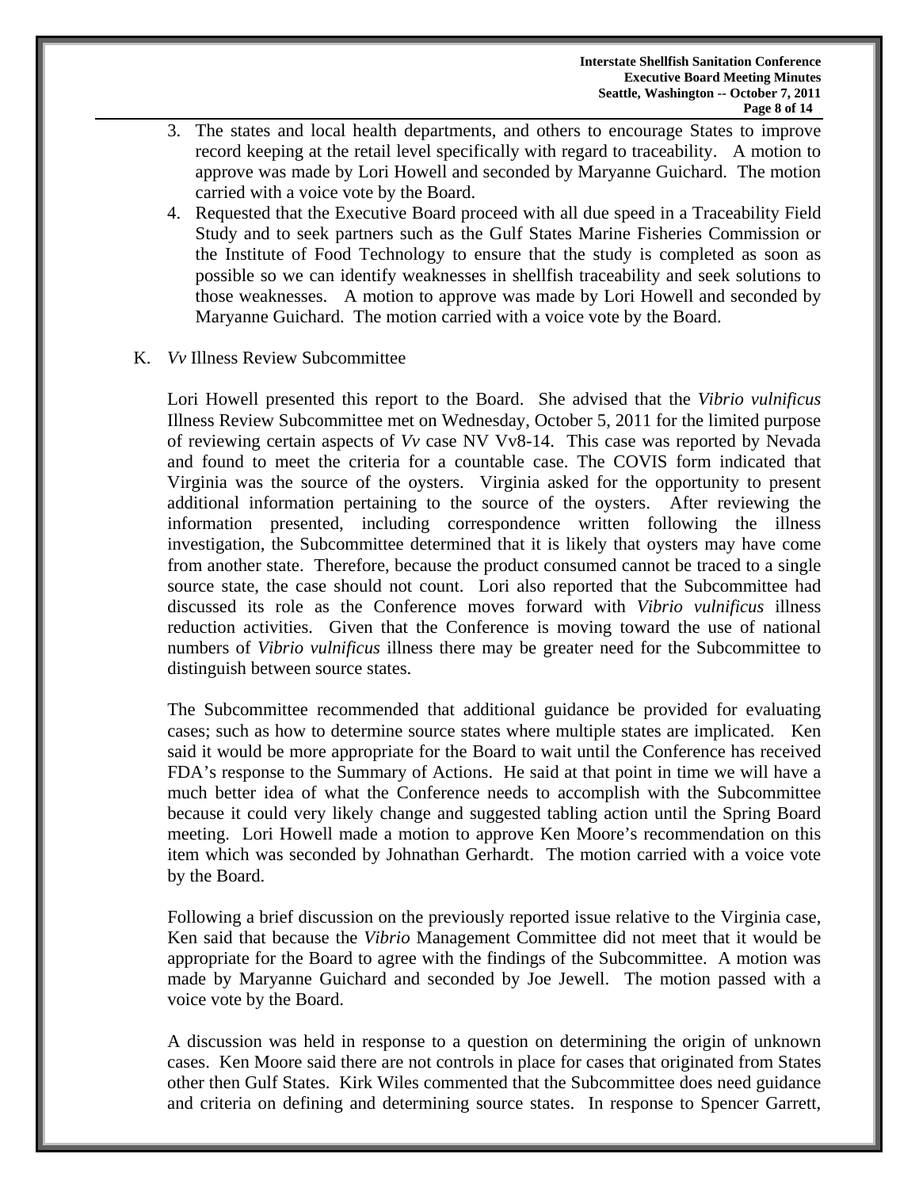3. The states and local health departments, and others to encourage States to improve record keeping at the retail level specifically with regard to traceability. A motion to approve was made by Lori Howell and seconded by Maryanne Guichard. The motion carried with a voice vote by the Board.
4. Requested that the Executive Board proceed with all due speed in a Traceability Field Study and to seek partners such as the Gulf States Marine Fisheries Commission or the Institute of Food Technology to ensure that the study is completed as soon as possible so we can identify weaknesses in shellfish traceability and seek solutions to those weaknesses. A motion to approve was made by Lori Howell and seconded by Maryanne Guichard. The motion carried with a voice vote by the Board.

K. *Vv* Illness Review Subcommittee

Lori Howell presented this report to the Board. She advised that the *Vibrio vulnificus* Illness Review Subcommittee met on Wednesday, October 5, 2011 for the limited purpose of reviewing certain aspects of *Vv* case NV Vv8-14. This case was reported by Nevada and found to meet the criteria for a countable case. The COVIS form indicated that Virginia was the source of the oysters. Virginia asked for the opportunity to present additional information pertaining to the source of the oysters. After reviewing the information presented, including correspondence written following the illness investigation, the Subcommittee determined that it is likely that oysters may have come from another state. Therefore, because the product consumed cannot be traced to a single source state, the case should not count. Lori also reported that the Subcommittee had discussed its role as the Conference moves forward with *Vibrio vulnificus* illness reduction activities. Given that the Conference is moving toward the use of national numbers of *Vibrio vulnificus* illness there may be greater need for the Subcommittee to distinguish between source states.

The Subcommittee recommended that additional guidance be provided for evaluating cases; such as how to determine source states where multiple states are implicated. Ken said it would be more appropriate for the Board to wait until the Conference has received FDA's response to the Summary of Actions. He said at that point in time we will have a much better idea of what the Conference needs to accomplish with the Subcommittee because it could very likely change and suggested tabling action until the Spring Board meeting. Lori Howell made a motion to approve Ken Moore's recommendation on this item which was seconded by Johnathan Gerhardt. The motion carried with a voice vote by the Board.

Following a brief discussion on the previously reported issue relative to the Virginia case, Ken said that because the *Vibrio* Management Committee did not meet that it would be appropriate for the Board to agree with the findings of the Subcommittee. A motion was made by Maryanne Guichard and seconded by Joe Jewell. The motion passed with a voice vote by the Board.

A discussion was held in response to a question on determining the origin of unknown cases. Ken Moore said there are not controls in place for cases that originated from States other then Gulf States. Kirk Wiles commented that the Subcommittee does need guidance and criteria on defining and determining source states. In response to Spencer Garrett,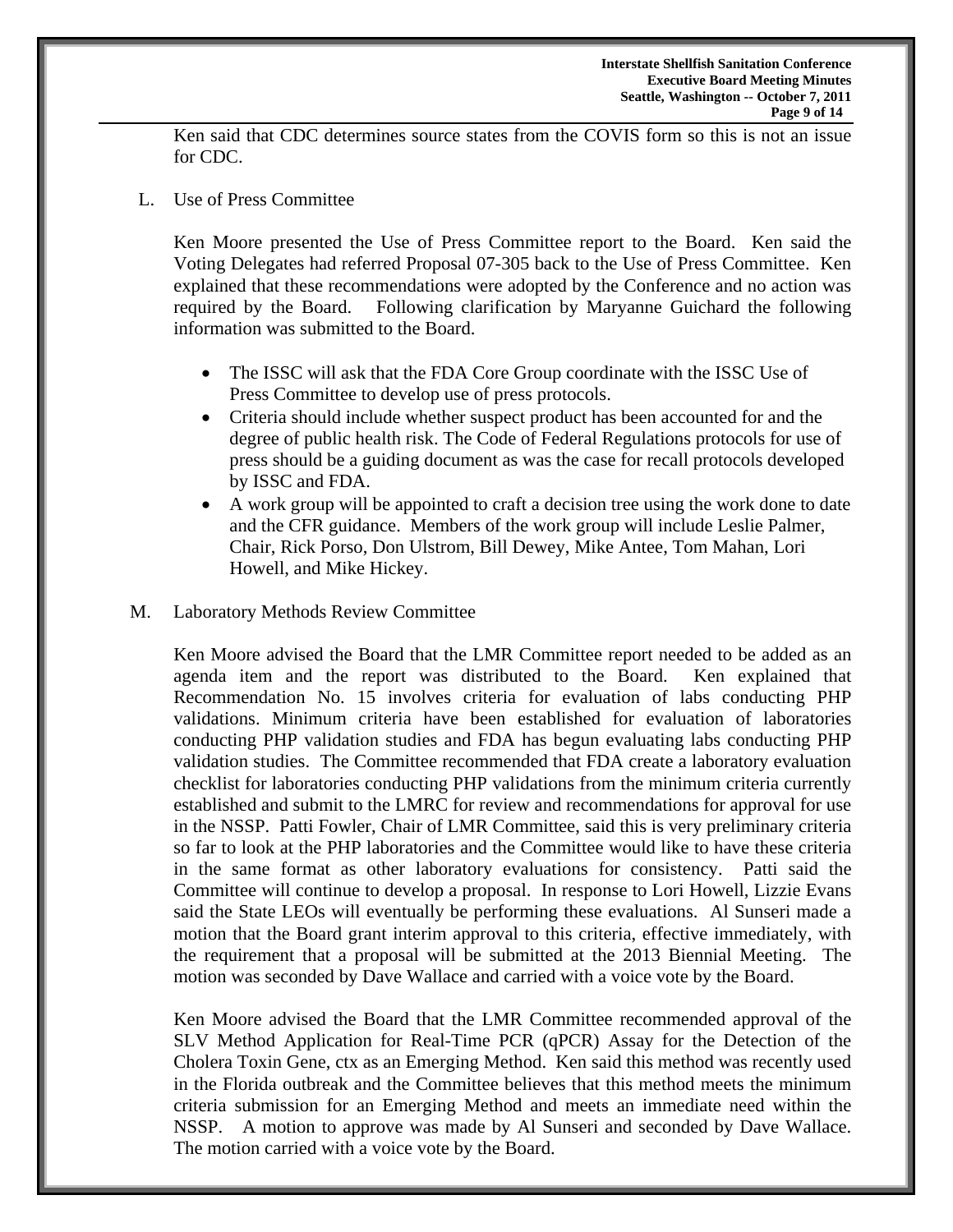Ken said that CDC determines source states from the COVIS form so this is not an issue for CDC.

L. Use of Press Committee

Ken Moore presented the Use of Press Committee report to the Board. Ken said the Voting Delegates had referred Proposal 07-305 back to the Use of Press Committee. Ken explained that these recommendations were adopted by the Conference and no action was required by the Board. Following clarification by Maryanne Guichard the following information was submitted to the Board.

- The ISSC will ask that the FDA Core Group coordinate with the ISSC Use of Press Committee to develop use of press protocols.
- Criteria should include whether suspect product has been accounted for and the degree of public health risk. The Code of Federal Regulations protocols for use of press should be a guiding document as was the case for recall protocols developed by ISSC and FDA.
- A work group will be appointed to craft a decision tree using the work done to date and the CFR guidance. Members of the work group will include Leslie Palmer, Chair, Rick Porso, Don Ulstrom, Bill Dewey, Mike Antee, Tom Mahan, Lori Howell, and Mike Hickey.

M. Laboratory Methods Review Committee

Ken Moore advised the Board that the LMR Committee report needed to be added as an agenda item and the report was distributed to the Board. Ken explained that Recommendation No. 15 involves criteria for evaluation of labs conducting PHP validations. Minimum criteria have been established for evaluation of laboratories conducting PHP validation studies and FDA has begun evaluating labs conducting PHP validation studies. The Committee recommended that FDA create a laboratory evaluation checklist for laboratories conducting PHP validations from the minimum criteria currently established and submit to the LMRC for review and recommendations for approval for use in the NSSP. Patti Fowler, Chair of LMR Committee, said this is very preliminary criteria so far to look at the PHP laboratories and the Committee would like to have these criteria in the same format as other laboratory evaluations for consistency. Patti said the Committee will continue to develop a proposal. In response to Lori Howell, Lizzie Evans said the State LEOs will eventually be performing these evaluations. Al Sunseri made a motion that the Board grant interim approval to this criteria, effective immediately, with the requirement that a proposal will be submitted at the 2013 Biennial Meeting. The motion was seconded by Dave Wallace and carried with a voice vote by the Board.

Ken Moore advised the Board that the LMR Committee recommended approval of the SLV Method Application for Real-Time PCR (qPCR) Assay for the Detection of the Cholera Toxin Gene, ctx as an Emerging Method. Ken said this method was recently used in the Florida outbreak and the Committee believes that this method meets the minimum criteria submission for an Emerging Method and meets an immediate need within the NSSP. A motion to approve was made by Al Sunseri and seconded by Dave Wallace. The motion carried with a voice vote by the Board.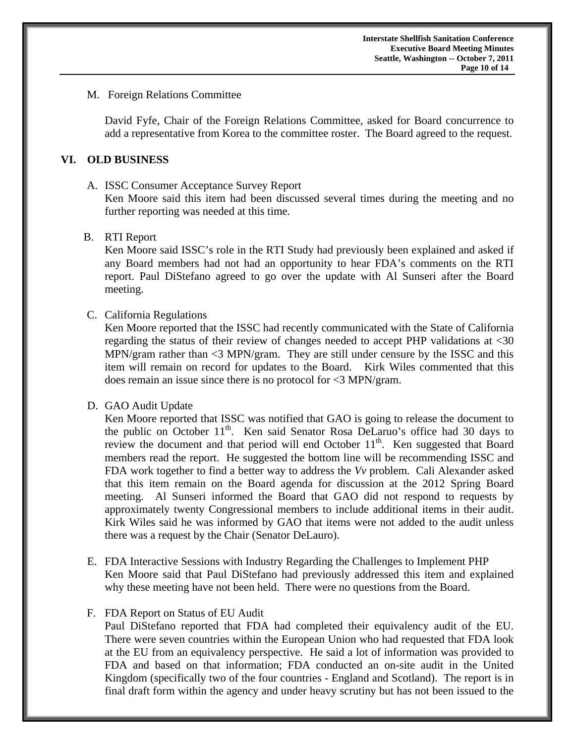M. Foreign Relations Committee

David Fyfe, Chair of the Foreign Relations Committee, asked for Board concurrence to add a representative from Korea to the committee roster. The Board agreed to the request.

## VI. OLD BUSINESS

A. ISSC Consumer Acceptance Survey Report

Ken Moore said this item had been discussed several times during the meeting and no further reporting was needed at this time.

B. RTI Report

Ken Moore said ISSC's role in the RTI Study had previously been explained and asked if any Board members had not had an opportunity to hear FDA's comments on the RTI report. Paul DiStefano agreed to go over the update with Al Sunseri after the Board meeting.

C. California Regulations

Ken Moore reported that the ISSC had recently communicated with the State of California regarding the status of their review of changes needed to accept PHP validations at <30 MPN/gram rather than <3 MPN/gram. They are still under censure by the ISSC and this item will remain on record for updates to the Board. Kirk Wiles commented that this does remain an issue since there is no protocol for <3 MPN/gram.

D. GAO Audit Update

Ken Moore reported that ISSC was notified that GAO is going to release the document to the public on October 11th. Ken said Senator Rosa DeLaruo's office had 30 days to review the document and that period will end October 11th. Ken suggested that Board members read the report. He suggested the bottom line will be recommending ISSC and FDA work together to find a better way to address the *Vv* problem. Cali Alexander asked that this item remain on the Board agenda for discussion at the 2012 Spring Board meeting. Al Sunseri informed the Board that GAO did not respond to requests by approximately twenty Congressional members to include additional items in their audit. Kirk Wiles said he was informed by GAO that items were not added to the audit unless there was a request by the Chair (Senator DeLauro).

E. FDA Interactive Sessions with Industry Regarding the Challenges to Implement PHP

Ken Moore said that Paul DiStefano had previously addressed this item and explained why these meeting have not been held. There were no questions from the Board.

F. FDA Report on Status of EU Audit

Paul DiStefano reported that FDA had completed their equivalency audit of the EU. There were seven countries within the European Union who had requested that FDA look at the EU from an equivalency perspective. He said a lot of information was provided to FDA and based on that information; FDA conducted an on-site audit in the United Kingdom (specifically two of the four countries - England and Scotland). The report is in final draft form within the agency and under heavy scrutiny but has not been issued to the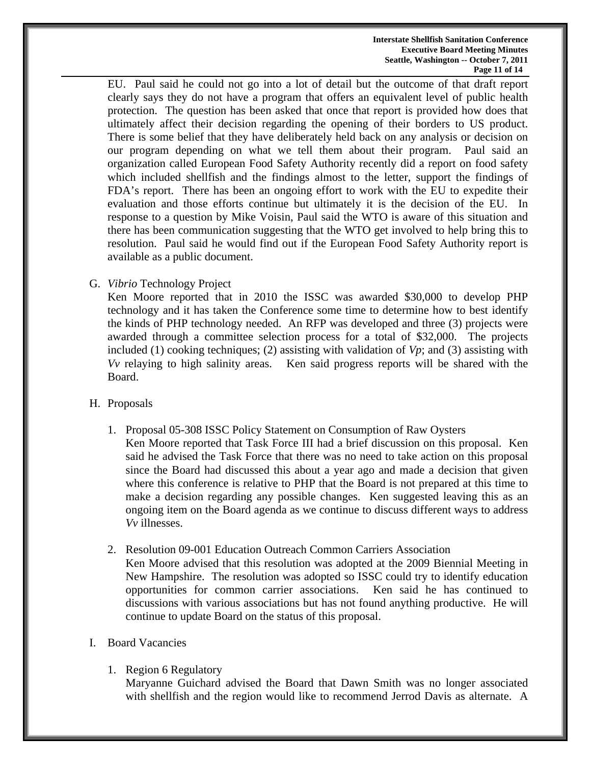EU. Paul said he could not go into a lot of detail but the outcome of that draft report clearly says they do not have a program that offers an equivalent level of public health protection. The question has been asked that once that report is provided how does that ultimately affect their decision regarding the opening of their borders to US product. There is some belief that they have deliberately held back on any analysis or decision on our program depending on what we tell them about their program. Paul said an organization called European Food Safety Authority recently did a report on food safety which included shellfish and the findings almost to the letter, support the findings of FDA's report. There has been an ongoing effort to work with the EU to expedite their evaluation and those efforts continue but ultimately it is the decision of the EU. In response to a question by Mike Voisin, Paul said the WTO is aware of this situation and there has been communication suggesting that the WTO get involved to help bring this to resolution. Paul said he would find out if the European Food Safety Authority report is available as a public document.

G. *Vibrio* Technology Project

Ken Moore reported that in 2010 the ISSC was awarded $30,000 to develop PHP technology and it has taken the Conference some time to determine how to best identify the kinds of PHP technology needed. An RFP was developed and three (3) projects were awarded through a committee selection process for a total of $32,000. The projects included (1) cooking techniques; (2) assisting with validation of *Vp*; and (3) assisting with *Vv* relaying to high salinity areas. Ken said progress reports will be shared with the Board.

H. Proposals

1. Proposal 05-308 ISSC Policy Statement on Consumption of Raw Oysters

   Ken Moore reported that Task Force III had a brief discussion on this proposal. Ken said he advised the Task Force that there was no need to take action on this proposal since the Board had discussed this about a year ago and made a decision that given where this conference is relative to PHP that the Board is not prepared at this time to make a decision regarding any possible changes. Ken suggested leaving this as an ongoing item on the Board agenda as we continue to discuss different ways to address *Vv* illnesses.

2. Resolution 09-001 Education Outreach Common Carriers Association

   Ken Moore advised that this resolution was adopted at the 2009 Biennial Meeting in New Hampshire. The resolution was adopted so ISSC could try to identify education opportunities for common carrier associations. Ken said he has continued to discussions with various associations but has not found anything productive. He will continue to update Board on the status of this proposal.

I. Board Vacancies

1. Region 6 Regulatory

   Maryanne Guichard advised the Board that Dawn Smith was no longer associated with shellfish and the region would like to recommend Jerrod Davis as alternate. A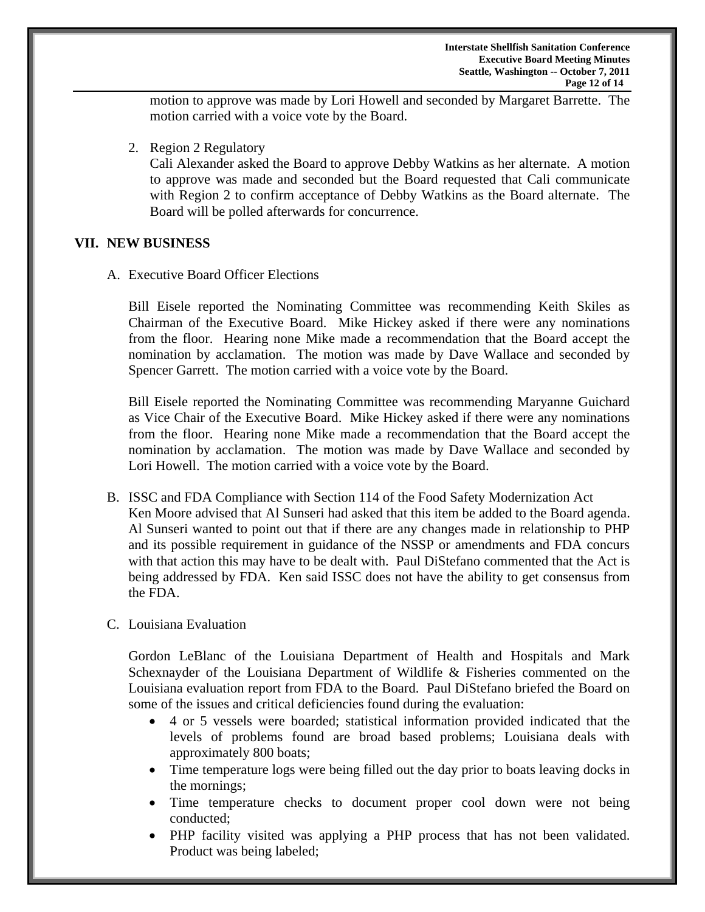motion to approve was made by Lori Howell and seconded by Margaret Barrette. The motion carried with a voice vote by the Board.

2. Region 2 Regulatory
   Cali Alexander asked the Board to approve Debby Watkins as her alternate. A motion to approve was made and seconded but the Board requested that Cali communicate with Region 2 to confirm acceptance of Debby Watkins as the Board alternate. The Board will be polled afterwards for concurrence.

## VII. NEW BUSINESS

A. Executive Board Officer Elections

Bill Eisele reported the Nominating Committee was recommending Keith Skiles as Chairman of the Executive Board. Mike Hickey asked if there were any nominations from the floor. Hearing none Mike made a recommendation that the Board accept the nomination by acclamation. The motion was made by Dave Wallace and seconded by Spencer Garrett. The motion carried with a voice vote by the Board.

Bill Eisele reported the Nominating Committee was recommending Maryanne Guichard as Vice Chair of the Executive Board. Mike Hickey asked if there were any nominations from the floor. Hearing none Mike made a recommendation that the Board accept the nomination by acclamation. The motion was made by Dave Wallace and seconded by Lori Howell. The motion carried with a voice vote by the Board.

B. ISSC and FDA Compliance with Section 114 of the Food Safety Modernization Act
Ken Moore advised that Al Sunseri had asked that this item be added to the Board agenda. Al Sunseri wanted to point out that if there are any changes made in relationship to PHP and its possible requirement in guidance of the NSSP or amendments and FDA concurs with that action this may have to be dealt with. Paul DiStefano commented that the Act is being addressed by FDA. Ken said ISSC does not have the ability to get consensus from the FDA.

C. Louisiana Evaluation

Gordon LeBlanc of the Louisiana Department of Health and Hospitals and Mark Schexnayder of the Louisiana Department of Wildlife & Fisheries commented on the Louisiana evaluation report from FDA to the Board. Paul DiStefano briefed the Board on some of the issues and critical deficiencies found during the evaluation:

- 4 or 5 vessels were boarded; statistical information provided indicated that the levels of problems found are broad based problems; Louisiana deals with approximately 800 boats;
- Time temperature logs were being filled out the day prior to boats leaving docks in the mornings;
- Time temperature checks to document proper cool down were not being conducted;
- PHP facility visited was applying a PHP process that has not been validated. Product was being labeled;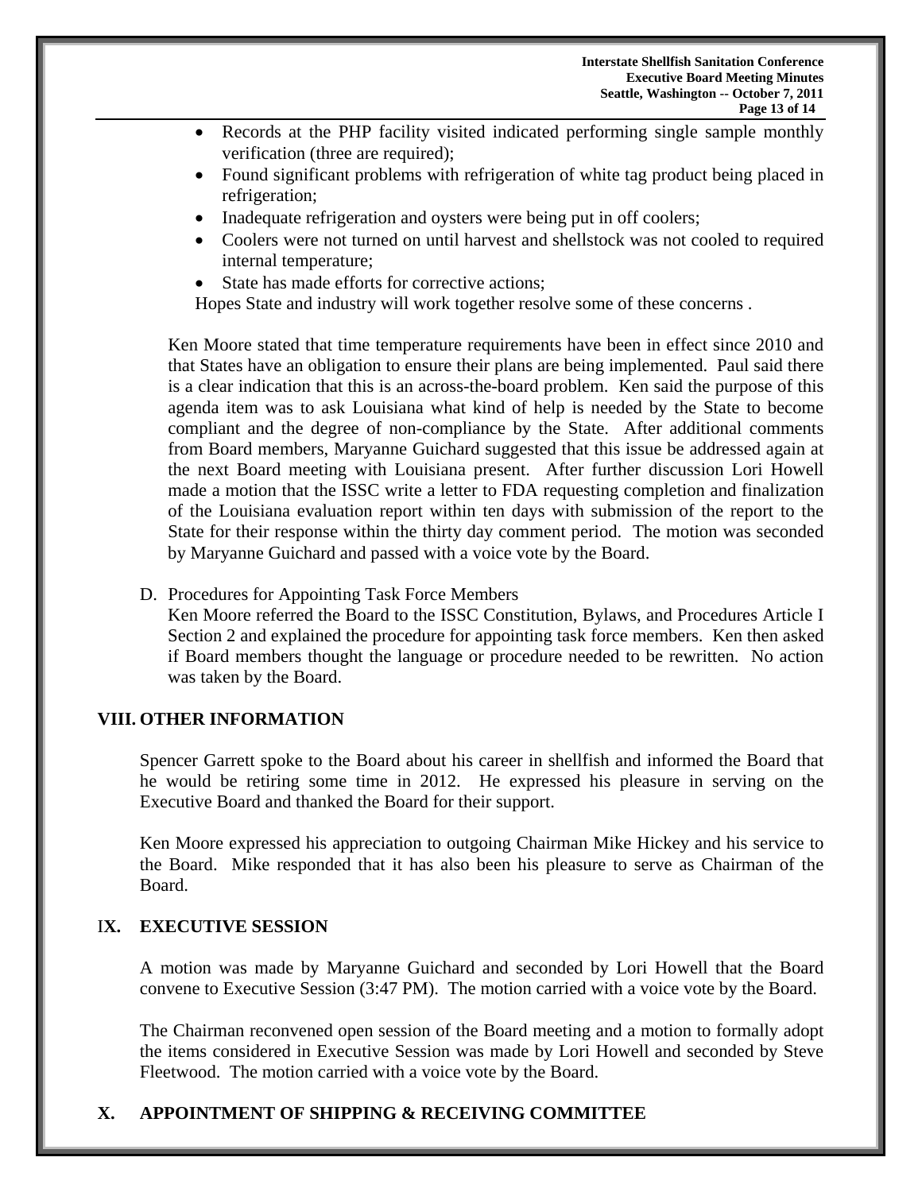- Records at the PHP facility visited indicated performing single sample monthly verification (three are required);
- Found significant problems with refrigeration of white tag product being placed in refrigeration;
- Inadequate refrigeration and oysters were being put in off coolers;
- Coolers were not turned on until harvest and shellstock was not cooled to required internal temperature;
- State has made efforts for corrective actions;

Hopes State and industry will work together resolve some of these concerns .

Ken Moore stated that time temperature requirements have been in effect since 2010 and that States have an obligation to ensure their plans are being implemented. Paul said there is a clear indication that this is an across-the-board problem. Ken said the purpose of this agenda item was to ask Louisiana what kind of help is needed by the State to become compliant and the degree of non-compliance by the State. After additional comments from Board members, Maryanne Guichard suggested that this issue be addressed again at the next Board meeting with Louisiana present. After further discussion Lori Howell made a motion that the ISSC write a letter to FDA requesting completion and finalization of the Louisiana evaluation report within ten days with submission of the report to the State for their response within the thirty day comment period. The motion was seconded by Maryanne Guichard and passed with a voice vote by the Board.

D. Procedures for Appointing Task Force Members

Ken Moore referred the Board to the ISSC Constitution, Bylaws, and Procedures Article I Section 2 and explained the procedure for appointing task force members. Ken then asked if Board members thought the language or procedure needed to be rewritten. No action was taken by the Board.

## VIII. OTHER INFORMATION

Spencer Garrett spoke to the Board about his career in shellfish and informed the Board that he would be retiring some time in 2012. He expressed his pleasure in serving on the Executive Board and thanked the Board for their support.

Ken Moore expressed his appreciation to outgoing Chairman Mike Hickey and his service to the Board. Mike responded that it has also been his pleasure to serve as Chairman of the Board.

## IX. EXECUTIVE SESSION

A motion was made by Maryanne Guichard and seconded by Lori Howell that the Board convene to Executive Session (3:47 PM). The motion carried with a voice vote by the Board.

The Chairman reconvened open session of the Board meeting and a motion to formally adopt the items considered in Executive Session was made by Lori Howell and seconded by Steve Fleetwood. The motion carried with a voice vote by the Board.

## X. APPOINTMENT OF SHIPPING & RECEIVING COMMITTEE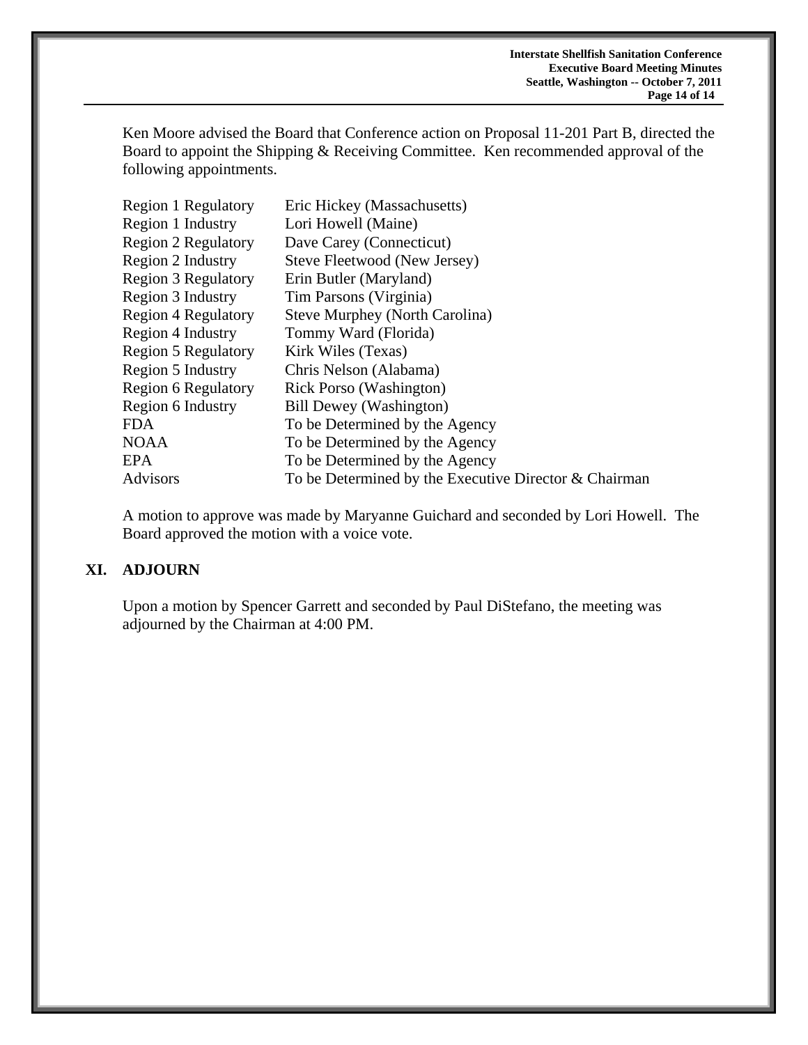Ken Moore advised the Board that Conference action on Proposal 11-201 Part B, directed the Board to appoint the Shipping & Receiving Committee. Ken recommended approval of the following appointments.

| | |
|---|---|
| Region 1 Regulatory | Eric Hickey (Massachusetts) |
| Region 1 Industry | Lori Howell (Maine) |
| Region 2 Regulatory | Dave Carey (Connecticut) |
| Region 2 Industry | Steve Fleetwood (New Jersey) |
| Region 3 Regulatory | Erin Butler (Maryland) |
| Region 3 Industry | Tim Parsons (Virginia) |
| Region 4 Regulatory | Steve Murphey (North Carolina) |
| Region 4 Industry | Tommy Ward (Florida) |
| Region 5 Regulatory | Kirk Wiles (Texas) |
| Region 5 Industry | Chris Nelson (Alabama) |
| Region 6 Regulatory | Rick Porso (Washington) |
| Region 6 Industry | Bill Dewey (Washington) |
| FDA | To be Determined by the Agency |
| NOAA | To be Determined by the Agency |
| EPA | To be Determined by the Agency |
| Advisors | To be Determined by the Executive Director & Chairman |

A motion to approve was made by Maryanne Guichard and seconded by Lori Howell. The Board approved the motion with a voice vote.

## XI. ADJOURN

Upon a motion by Spencer Garrett and seconded by Paul DiStefano, the meeting was adjourned by the Chairman at 4:00 PM.